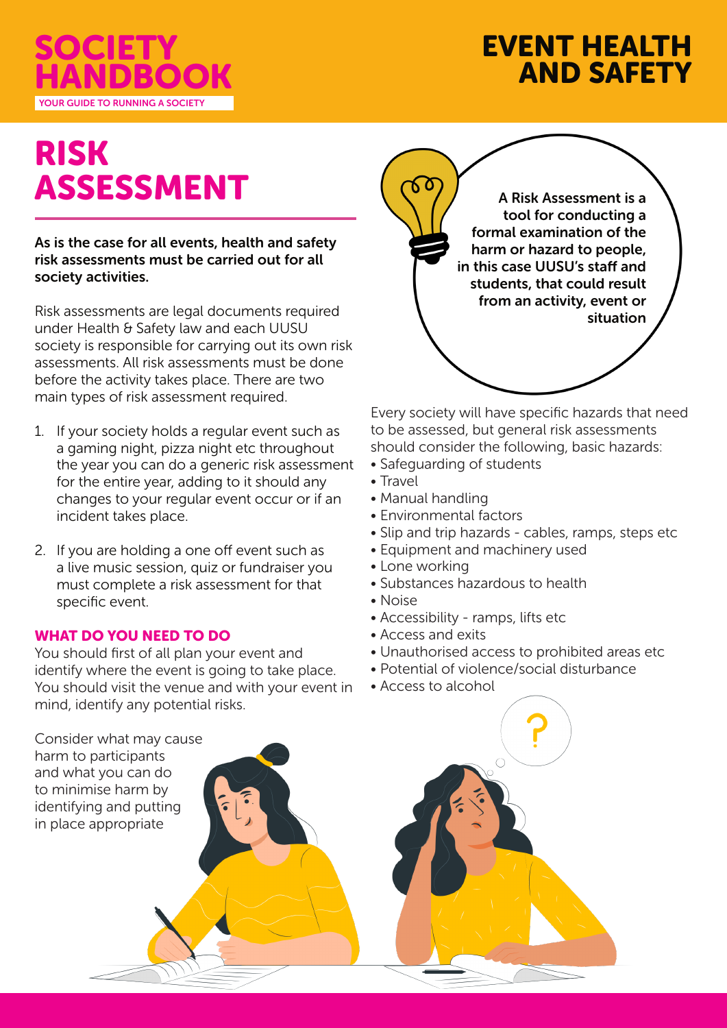# RISK ASSESSMENT

**As is the case for all events, health and safety risk assessments must be carried out for all society activities.**

Risk assessments are legal documents required under Health & Safety law and each UUSU society is responsible for carrying out its own risk assessments. All risk assessments must be done before the activity takes place. There are two main types of risk assessment required.

1. If your society holds a regular event such as a gaming night, pizza night etc throughout the year you can do a generic risk assessment for the entire year, adding to it should any changes to your regular event occur or if an incident takes place.
2. If you are holding a one off event such as a live music session, quiz or fundraiser you must complete a risk assessment for that specific event.

## WHAT DO YOU NEED TO DO

You should first of all plan your event and identify where the event is going to take place. You should visit the venue and with your event in mind, identify any potential risks.

Consider what may cause harm to participants and what you can do to minimise harm by identifying and putting in place appropriate

**A Risk Assessment is a tool for conducting a formal examination of the harm or hazard to people, in this case UUSU's staff and students, that could result from an activity, event or situation**

Every society will have specific hazards that need to be assessed, but general risk assessments should consider the following, basic hazards:

- Safeguarding of students
- Travel
- Manual handling
- Environmental factors
- Slip and trip hazards - cables, ramps, steps etc
- Equipment and machinery used
- Lone working
- Substances hazardous to health
- Noise
- Accessibility - ramps, lifts etc
- Access and exits
- Unauthorised access to prohibited areas etc
- Potential of violence/social disturbance
- Access to alcohol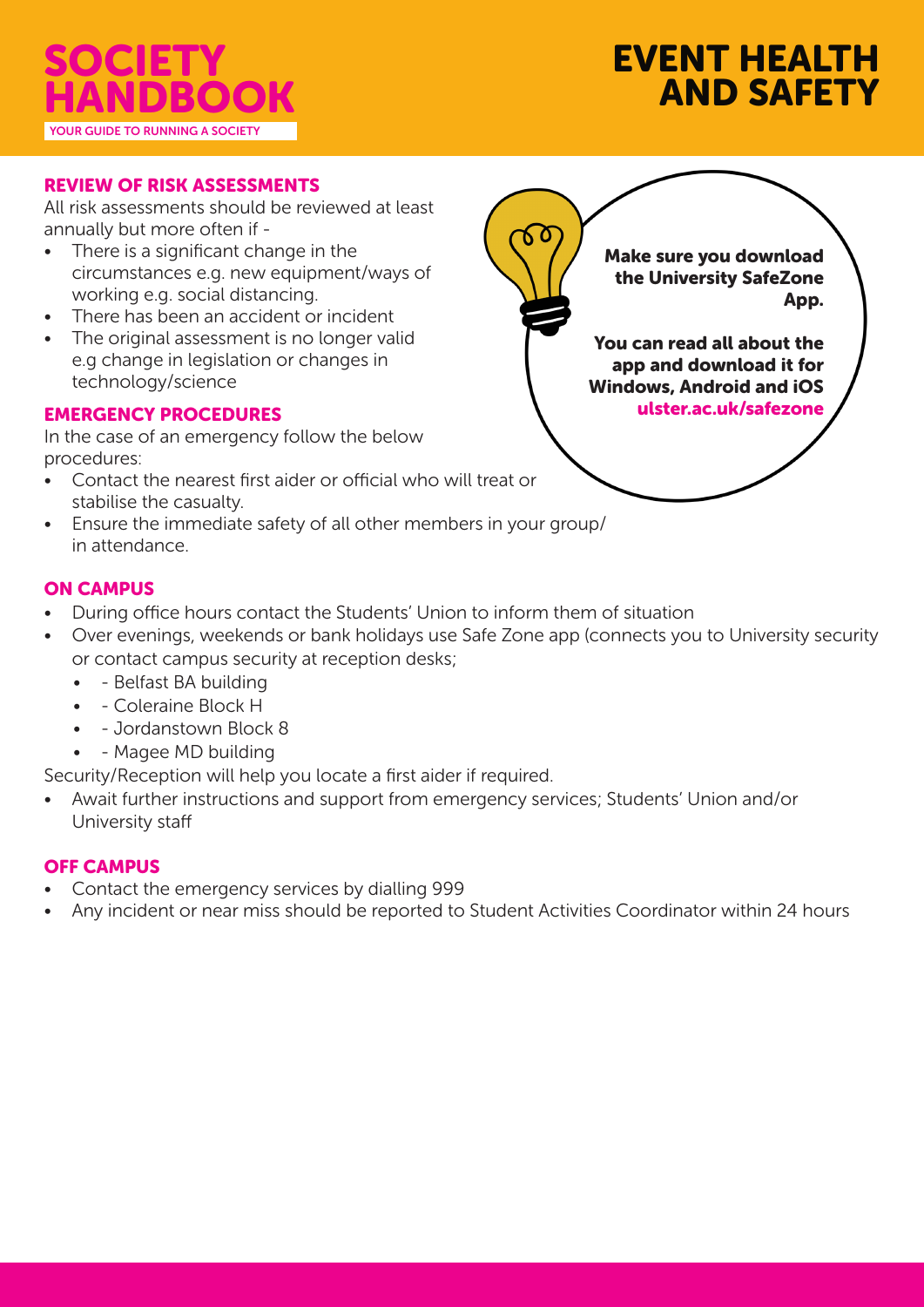# SOCIETY HANDBOOK

YOUR GUIDE TO RUNNING A SOCIETY

# EVENT HEALTH AND SAFETY

### REVIEW OF RISK ASSESSMENTS

All risk assessments should be reviewed at least annually but more often if -

- There is a significant change in the circumstances e.g. new equipment/ways of working e.g. social distancing.
- There has been an accident or incident
- The original assessment is no longer valid e.g change in legislation or changes in technology/science

**Make sure you download the University SafeZone App.**

**You can read all about the app and download it for Windows, Android and iOS ulster.ac.uk/safezone**

### EMERGENCY PROCEDURES

In the case of an emergency follow the below procedures:

- Contact the nearest first aider or official who will treat or stabilise the casualty.
- Ensure the immediate safety of all other members in your group/ in attendance.

### ON CAMPUS

- During office hours contact the Students' Union to inform them of situation
- Over evenings, weekends or bank holidays use Safe Zone app (connects you to University security or contact campus security at reception desks;
  - - Belfast BA building
  - - Coleraine Block H
  - - Jordanstown Block 8
  - - Magee MD building

Security/Reception will help you locate a first aider if required.

- Await further instructions and support from emergency services; Students' Union and/or University staff

### OFF CAMPUS

- Contact the emergency services by dialling 999
- Any incident or near miss should be reported to Student Activities Coordinator within 24 hours